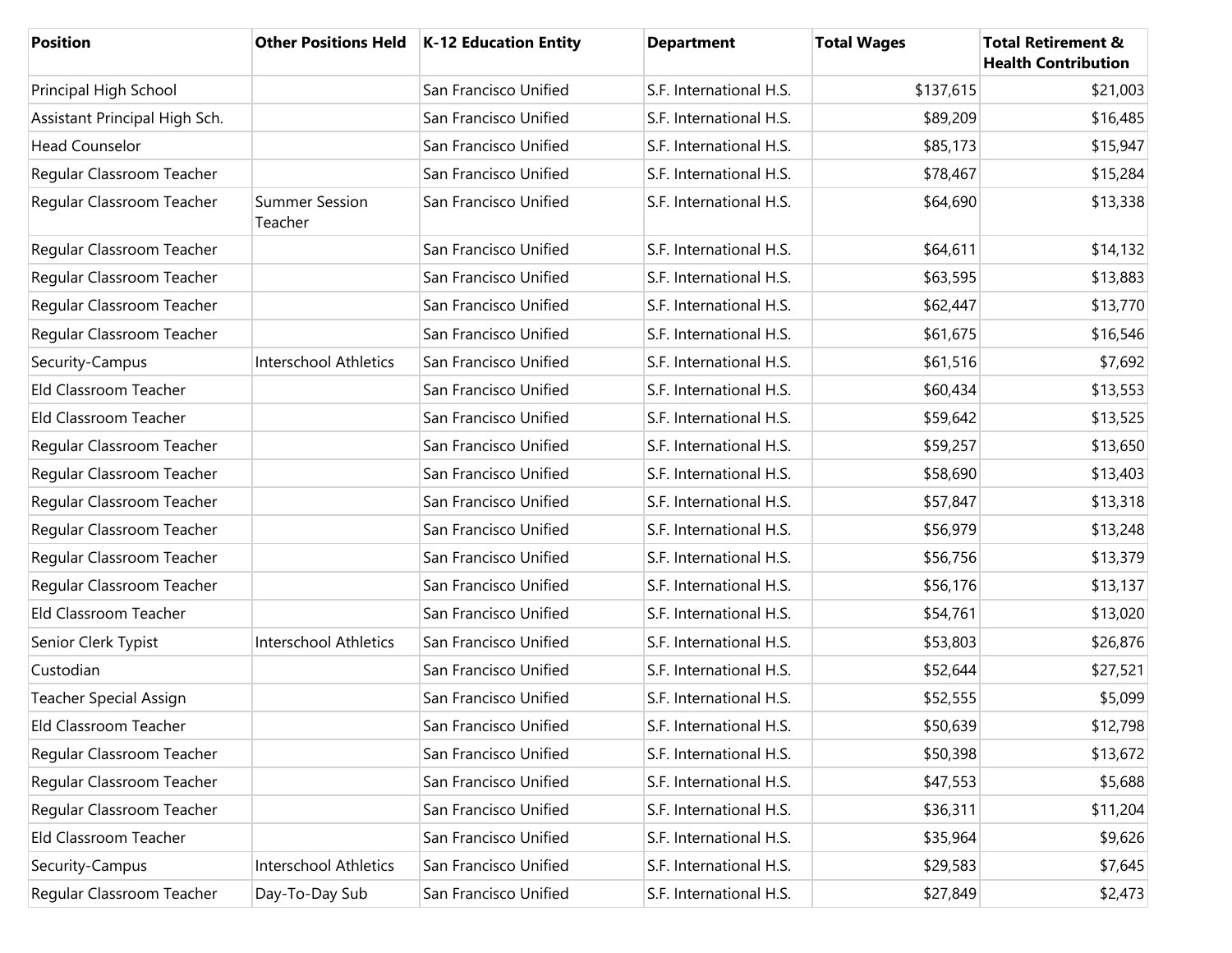| Position | Other Positions Held | K-12 Education Entity | Department | Total Wages | Total Retirement & Health Contribution |
|---|---|---|---|---|---|
| Principal High School | | San Francisco Unified | S.F. International H.S. | $137,615 | $21,003 |
| Assistant Principal High Sch. | | San Francisco Unified | S.F. International H.S. | $89,209 | $16,485 |
| Head Counselor | | San Francisco Unified | S.F. International H.S. | $85,173 | $15,947 |
| Regular Classroom Teacher | | San Francisco Unified | S.F. International H.S. | $78,467 | $15,284 |
| Regular Classroom Teacher | Summer Session Teacher | San Francisco Unified | S.F. International H.S. | $64,690 | $13,338 |
| Regular Classroom Teacher | | San Francisco Unified | S.F. International H.S. | $64,611 | $14,132 |
| Regular Classroom Teacher | | San Francisco Unified | S.F. International H.S. | $63,595 | $13,883 |
| Regular Classroom Teacher | | San Francisco Unified | S.F. International H.S. | $62,447 | $13,770 |
| Regular Classroom Teacher | | San Francisco Unified | S.F. International H.S. | $61,675 | $16,546 |
| Security-Campus | Interschool Athletics | San Francisco Unified | S.F. International H.S. | $61,516 | $7,692 |
| Eld Classroom Teacher | | San Francisco Unified | S.F. International H.S. | $60,434 | $13,553 |
| Eld Classroom Teacher | | San Francisco Unified | S.F. International H.S. | $59,642 | $13,525 |
| Regular Classroom Teacher | | San Francisco Unified | S.F. International H.S. | $59,257 | $13,650 |
| Regular Classroom Teacher | | San Francisco Unified | S.F. International H.S. | $58,690 | $13,403 |
| Regular Classroom Teacher | | San Francisco Unified | S.F. International H.S. | $57,847 | $13,318 |
| Regular Classroom Teacher | | San Francisco Unified | S.F. International H.S. | $56,979 | $13,248 |
| Regular Classroom Teacher | | San Francisco Unified | S.F. International H.S. | $56,756 | $13,379 |
| Regular Classroom Teacher | | San Francisco Unified | S.F. International H.S. | $56,176 | $13,137 |
| Eld Classroom Teacher | | San Francisco Unified | S.F. International H.S. | $54,761 | $13,020 |
| Senior Clerk Typist | Interschool Athletics | San Francisco Unified | S.F. International H.S. | $53,803 | $26,876 |
| Custodian | | San Francisco Unified | S.F. International H.S. | $52,644 | $27,521 |
| Teacher Special Assign | | San Francisco Unified | S.F. International H.S. | $52,555 | $5,099 |
| Eld Classroom Teacher | | San Francisco Unified | S.F. International H.S. | $50,639 | $12,798 |
| Regular Classroom Teacher | | San Francisco Unified | S.F. International H.S. | $50,398 | $13,672 |
| Regular Classroom Teacher | | San Francisco Unified | S.F. International H.S. | $47,553 | $5,688 |
| Regular Classroom Teacher | | San Francisco Unified | S.F. International H.S. | $36,311 | $11,204 |
| Eld Classroom Teacher | | San Francisco Unified | S.F. International H.S. | $35,964 | $9,626 |
| Security-Campus | Interschool Athletics | San Francisco Unified | S.F. International H.S. | $29,583 | $7,645 |
| Regular Classroom Teacher | Day-To-Day Sub | San Francisco Unified | S.F. International H.S. | $27,849 | $2,473 |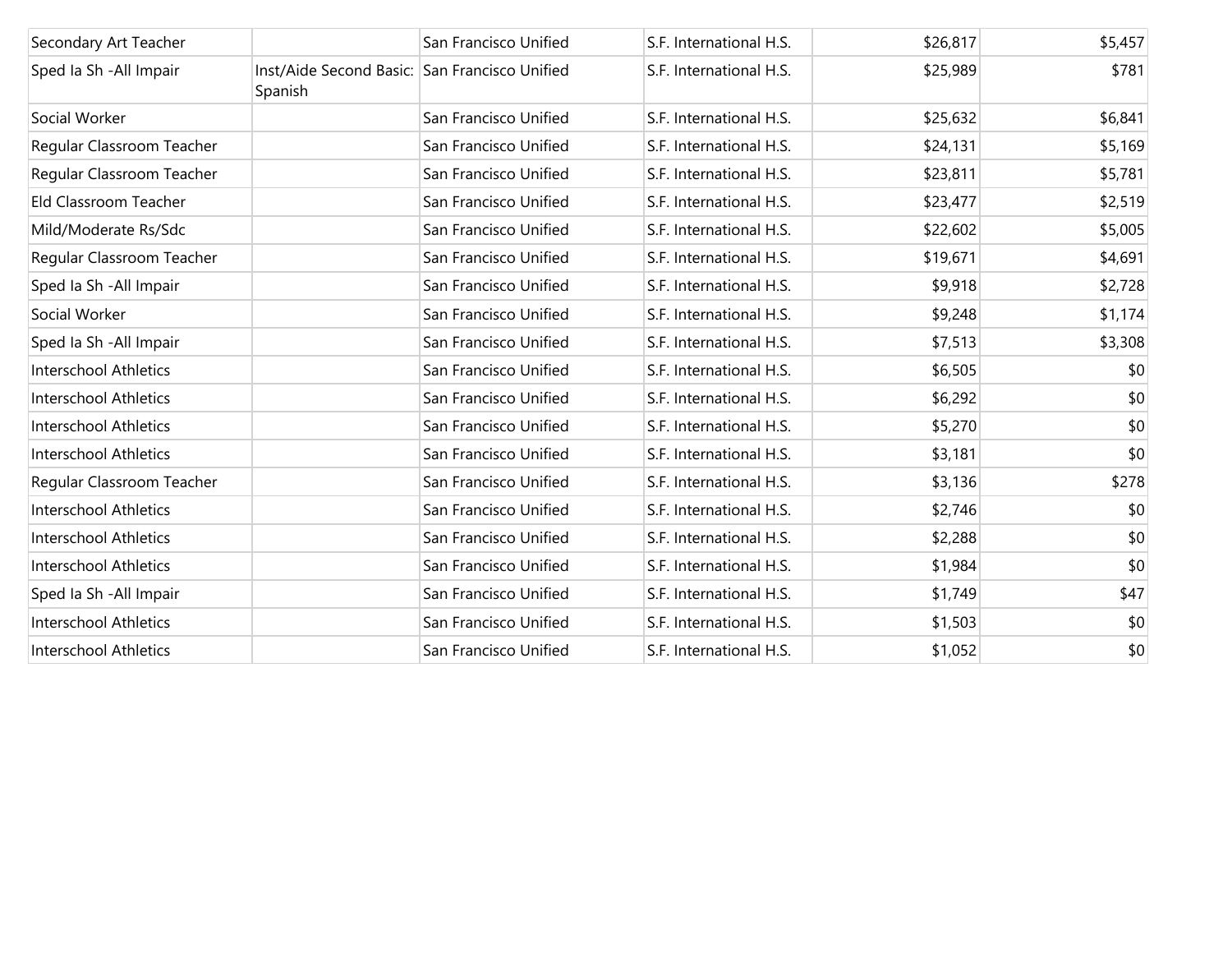| | | | | | |
|---|---|---|---|---|---|
| Secondary Art Teacher | | San Francisco Unified | S.F. International H.S. | $26,817 | $5,457 |
| Sped Ia Sh -All Impair | Inst/Aide Second Basic: Spanish | San Francisco Unified | S.F. International H.S. | $25,989 | $781 |
| Social Worker | | San Francisco Unified | S.F. International H.S. | $25,632 | $6,841 |
| Regular Classroom Teacher | | San Francisco Unified | S.F. International H.S. | $24,131 | $5,169 |
| Regular Classroom Teacher | | San Francisco Unified | S.F. International H.S. | $23,811 | $5,781 |
| Eld Classroom Teacher | | San Francisco Unified | S.F. International H.S. | $23,477 | $2,519 |
| Mild/Moderate Rs/Sdc | | San Francisco Unified | S.F. International H.S. | $22,602 | $5,005 |
| Regular Classroom Teacher | | San Francisco Unified | S.F. International H.S. | $19,671 | $4,691 |
| Sped Ia Sh -All Impair | | San Francisco Unified | S.F. International H.S. | $9,918 | $2,728 |
| Social Worker | | San Francisco Unified | S.F. International H.S. | $9,248 | $1,174 |
| Sped Ia Sh -All Impair | | San Francisco Unified | S.F. International H.S. | $7,513 | $3,308 |
| Interschool Athletics | | San Francisco Unified | S.F. International H.S. | $6,505 | $0 |
| Interschool Athletics | | San Francisco Unified | S.F. International H.S. | $6,292 | $0 |
| Interschool Athletics | | San Francisco Unified | S.F. International H.S. | $5,270 | $0 |
| Interschool Athletics | | San Francisco Unified | S.F. International H.S. | $3,181 | $0 |
| Regular Classroom Teacher | | San Francisco Unified | S.F. International H.S. | $3,136 | $278 |
| Interschool Athletics | | San Francisco Unified | S.F. International H.S. | $2,746 | $0 |
| Interschool Athletics | | San Francisco Unified | S.F. International H.S. | $2,288 | $0 |
| Interschool Athletics | | San Francisco Unified | S.F. International H.S. | $1,984 | $0 |
| Sped Ia Sh -All Impair | | San Francisco Unified | S.F. International H.S. | $1,749 | $47 |
| Interschool Athletics | | San Francisco Unified | S.F. International H.S. | $1,503 | $0 |
| Interschool Athletics | | San Francisco Unified | S.F. International H.S. | $1,052 | $0 |